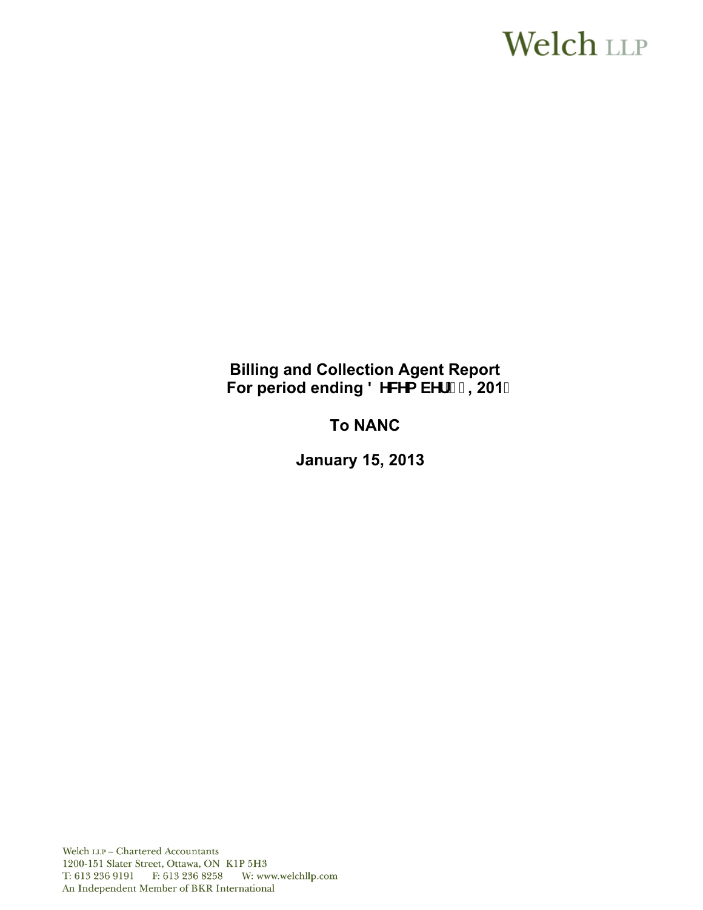# Welch LLP

**Billing and Collection Agent Report**
**For period ending December 31, 2012**

**To NANC**

**January 15, 2013**

Welch LLP – Chartered Accountants
1200-151 Slater Street, Ottawa, ON K1P 5H3
T: 613 236 9191 F: 613 236 8258 W: www.welchllp.com
An Independent Member of BKR International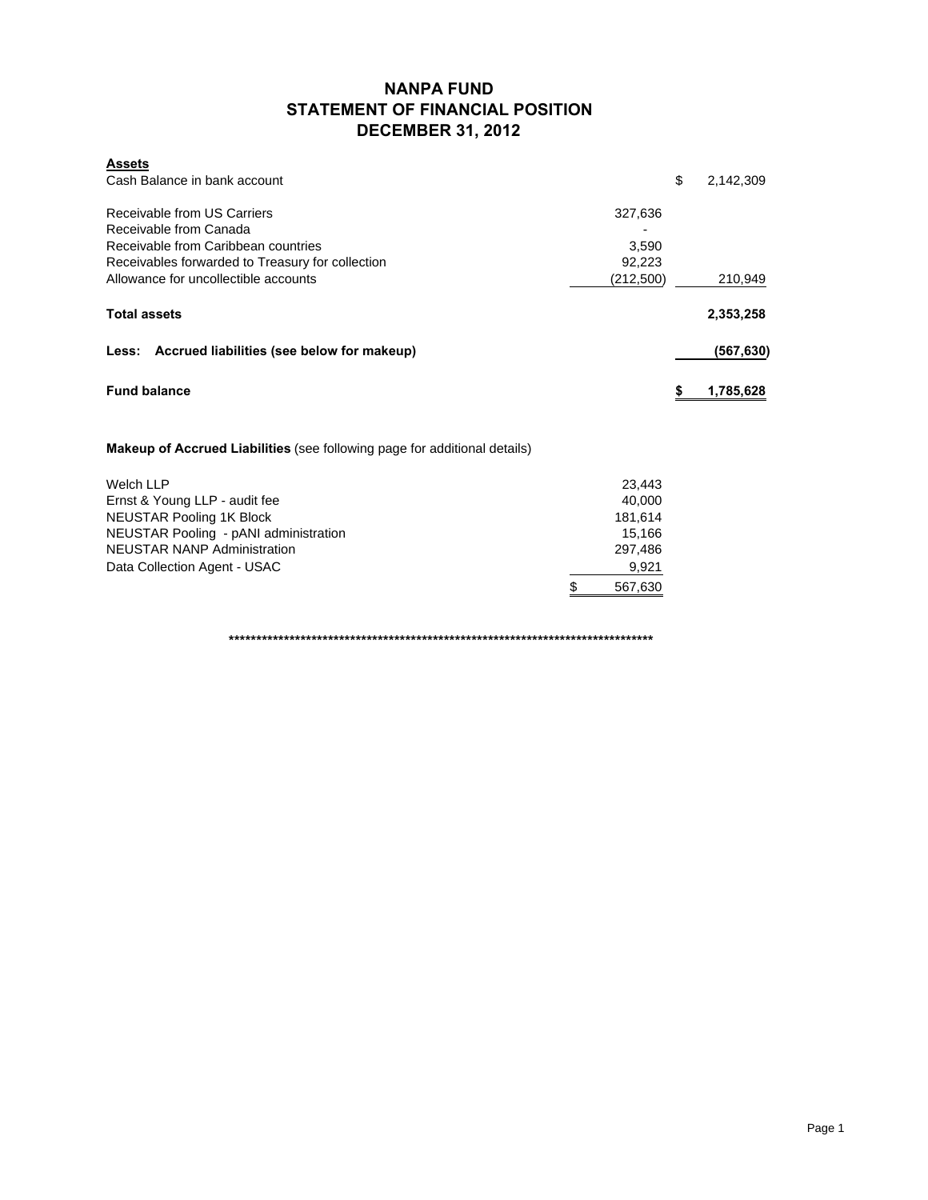# NANPA FUND
## STATEMENT OF FINANCIAL POSITION
## DECEMBER 31, 2012

| **Assets** | | |
|---|---|---|
| Cash Balance in bank account | | $ 2,142,309 |
| | | |
| Receivable from US Carriers | 327,636 | |
| Receivable from Canada | - | |
| Receivable from Caribbean countries | 3,590 | |
| Receivables forwarded to Treasury for collection | 92,223 | |
| Allowance for uncollectible accounts | (212,500) | 210,949 |
| | | |
| **Total assets** | | **2,353,258** |
| | | |
| **Less: Accrued liabilities (see below for makeup)** | | **(567,630)** |
| | | |
| **Fund balance** | | **$ 1,785,628** |

**Makeup of Accrued Liabilities** (see following page for additional details)

| | |
|---|---|
| Welch LLP | 23,443 |
| Ernst & Young LLP - audit fee | 40,000 |
| NEUSTAR Pooling 1K Block | 181,614 |
| NEUSTAR Pooling - pANI administration | 15,166 |
| NEUSTAR NANP Administration | 297,486 |
| Data Collection Agent - USAC | 9,921 |
| | $ 567,630 |

**********************************************************************************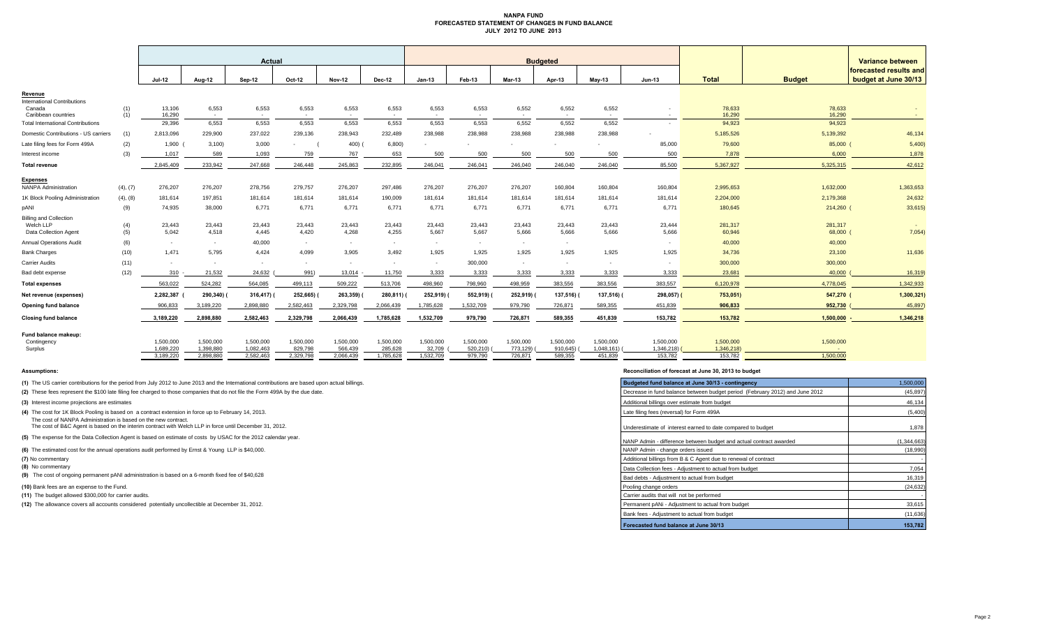# NANPA FUND
## FORECASTED STATEMENT OF CHANGES IN FUND BALANCE
### JULY 2012 TO JUNE 2013

| | | Actual | | | | | | Budgeted | | | | | | | | Variance between forecasted results and budget at June 30/13 |
|---|---|---|---|---|---|---|---|---|---|---|---|---|---|---|---|---|
| | | Jul-12 | Aug-12 | Sep-12 | Oct-12 | Nov-12 | Dec-12 | Jan-13 | Feb-13 | Mar-13 | Apr-13 | May-13 | Jun-13 | Total | Budget | |
| **Revenue** | | | | | | | | | | | | | | | | |
| International Contributions | | | | | | | | | | | | | | | | |
| Canada | (1) | 13,106 | 6,553 | 6,553 | 6,553 | 6,553 | 6,553 | 6,553 | 6,553 | 6,552 | 6,552 | 6,552 | - | 78,633 | 78,633 | - |
| Caribbean countries | (1) | 16,290 | - | - | - | - | - | - | - | - | - | - | - | 16,290 | 16,290 | - |
| Total International Contributions | | 29,396 | 6,553 | 6,553 | 6,553 | 6,553 | 6,553 | 6,553 | 6,553 | 6,552 | 6,552 | 6,552 | - | 94,923 | 94,923 | - |
| Domestic Contributions - US carriers | (1) | 2,813,096 | 229,900 | 237,022 | 239,136 | 238,943 | 232,489 | 238,988 | 238,988 | 238,988 | 238,988 | 238,988 | - | 5,185,526 | 5,139,392 | 46,134 |
| Late filing fees for Form 499A | (2) | 1,900 | (3,100) | 3,000 | - | (400) | (6,800) | - | - | - | - | - | 85,000 | 79,600 | 85,000 | (5,400) |
| Interest income | (3) | 1,017 | 589 | 1,093 | 759 | 767 | 653 | 500 | 500 | 500 | 500 | 500 | 500 | 7,878 | 6,000 | 1,878 |
| **Total revenue** | | 2,845,409 | 233,942 | 247,668 | 246,448 | 245,863 | 232,895 | 246,041 | 246,041 | 246,040 | 246,040 | 246,040 | 85,500 | 5,367,927 | 5,325,315 | 42,612 |
| **Expenses** | | | | | | | | | | | | | | | | |
| NANPA Administration | (4), (7) | 276,207 | 276,207 | 278,756 | 279,757 | 276,207 | 297,486 | 276,207 | 276,207 | 276,207 | 160,804 | 160,804 | 160,804 | 2,995,653 | 1,632,000 | 1,363,653 |
| 1K Block Pooling Administration | (4), (8) | 181,614 | 197,851 | 181,614 | 181,614 | 181,614 | 190,009 | 181,614 | 181,614 | 181,614 | 181,614 | 181,614 | 181,614 | 2,204,000 | 2,179,368 | 24,632 |
| pANI | (9) | 74,935 | 38,000 | 6,771 | 6,771 | 6,771 | 6,771 | 6,771 | 6,771 | 6,771 | 6,771 | 6,771 | 6,771 | 180,645 | 214,260 | (33,615) |
| Billing and Collection | | | | | | | | | | | | | | | | |
| Welch LLP | (4) | 23,443 | 23,443 | 23,443 | 23,443 | 23,443 | 23,443 | 23,443 | 23,443 | 23,443 | 23,443 | 23,443 | 23,444 | 281,317 | 281,317 | - |
| Data Collection Agent | (5) | 5,042 | 4,518 | 4,445 | 4,420 | 4,268 | 4,255 | 5,667 | 5,667 | 5,666 | 5,666 | 5,666 | 5,666 | 60,946 | 68,000 | (7,054) |
| Annual Operations Audit | (6) | - | - | 40,000 | - | - | - | - | - | - | - | - | - | 40,000 | 40,000 | - |
| Bank Charges | (10) | 1,471 | 5,795 | 4,424 | 4,099 | 3,905 | 3,492 | 1,925 | 1,925 | 1,925 | 1,925 | 1,925 | 1,925 | 34,736 | 23,100 | 11,636 |
| Carrier Audits | (11) | - | - | - | - | - | - | - | 300,000 | - | - | - | - | 300,000 | 300,000 | - |
| Bad debt expense | (12) | 310 | 21,532 | 24,632 | (991) | 13,014 | 11,750 | 3,333 | 3,333 | 3,333 | 3,333 | 3,333 | 3,333 | 23,681 | 40,000 | (16,319) |
| **Total expenses** | | 563,022 | 524,282 | 564,085 | 499,113 | 509,222 | 513,706 | 498,960 | 798,960 | 498,959 | 383,556 | 383,556 | 383,557 | 6,120,978 | 4,778,045 | 1,342,933 |
| **Net revenue (expenses)** | | 2,282,387 | (290,340) | (316,417) | (252,665) | (263,359) | (280,811) | (252,919) | (552,919) | (252,919) | (137,516) | (137,516) | (298,057) | (753,051) | 547,270 | (1,300,321) |
| **Opening fund balance** | | 906,833 | 3,189,220 | 2,898,880 | 2,582,463 | 2,329,798 | 2,066,439 | 1,785,628 | 1,532,709 | 979,790 | 726,871 | 589,355 | 451,839 | 906,833 | 952,730 | (45,897) |
| **Closing fund balance** | | 3,189,220 | 2,898,880 | 2,582,463 | 2,329,798 | 2,066,439 | 1,785,628 | 1,532,709 | 979,790 | 726,871 | 589,355 | 451,839 | 153,782 | 153,782 | 1,500,000 | 1,346,218 |
| **Fund balance makeup:** | | | | | | | | | | | | | | | | |
| Contingency | | 1,500,000 | 1,500,000 | 1,500,000 | 1,500,000 | 1,500,000 | 1,500,000 | 1,500,000 | 1,500,000 | 1,500,000 | 1,500,000 | 1,500,000 | 1,500,000 | 1,500,000 | 1,500,000 | |
| Surplus | | 1,689,220 | 1,398,880 | 1,082,463 | 829,798 | 566,439 | 285,628 | 32,709 | (520,210) | (773,129) | (910,645) | (1,048,161) | (1,346,218) | (1,346,218) | - | |
| | | 3,189,220 | 2,898,880 | 2,582,463 | 2,329,798 | 2,066,439 | 1,785,628 | 1,532,709 | 979,790 | 726,871 | 589,355 | 451,839 | 153,782 | 153,782 | 1,500,000 | |

**Assumptions:**

**(1)** The US carrier contributions for the period from July 2012 to June 2013 and the International contributions are based upon actual billings.

**(2)** These fees represent the $100 late filing fee charged to those companies that do not file the Form 499A by the due date.

**(3)** Interest income projections are estimates

**(4)** The cost for 1K Block Pooling is based on a contract extension in force up to February 14, 2013.
The cost of NANPA Administration is based on the new contract.
The cost of B&C Agent is based on the interim contract with Welch LLP in force until December 31, 2012.

**(5)** The expense for the Data Collection Agent is based on estimate of costs by USAC for the 2012 calendar year.

**(6)** The estimated cost for the annual operations audit performed by Ernst & Young LLP is $40,000.

**(7)** No commentary

**(8)** No commentary

**(9)** The cost of ongoing permanent pANI administration is based on a 6-month fixed fee of $40,628

**(10)** Bank fees are an expense to the Fund.

**(11)** The budget allowed $300,000 for carrier audits.

**(12)** The allowance covers all accounts considered potentially uncollectible at December 31, 2012.

**Reconciliation of forecast at June 30, 2013 to budget**

| Budgeted fund balance at June 30/13 - contingency | 1,500,000 |
|---|---|
| Decrease in fund balance between budget period (February 2012) and June 2012 | (45,897) |
| Additional billings over estimate from budget | 46,134 |
| Late filing fees (reversal) for Form 499A | (5,400) |
| Underestimate of interest earned to date compared to budget | 1,878 |
| NANP Admin - difference between budget and actual contract awarded | (1,344,663) |
| NANP Admin - change orders issued | (18,990) |
| Additional billings from B & C Agent due to renewal of contract | - |
| Data Collection fees - Adjustment to actual from budget | 7,054 |
| Bad debts - Adjustment to actual from budget | 16,319 |
| Pooling change orders | (24,632) |
| Carrier audits that will not be performed | - |
| Permanent pANi - Adjustment to actual from budget | 33,615 |
| Bank fees - Adjustment to actual from budget | (11,636) |
| **Forecasted fund balance at June 30/13** | **153,782** |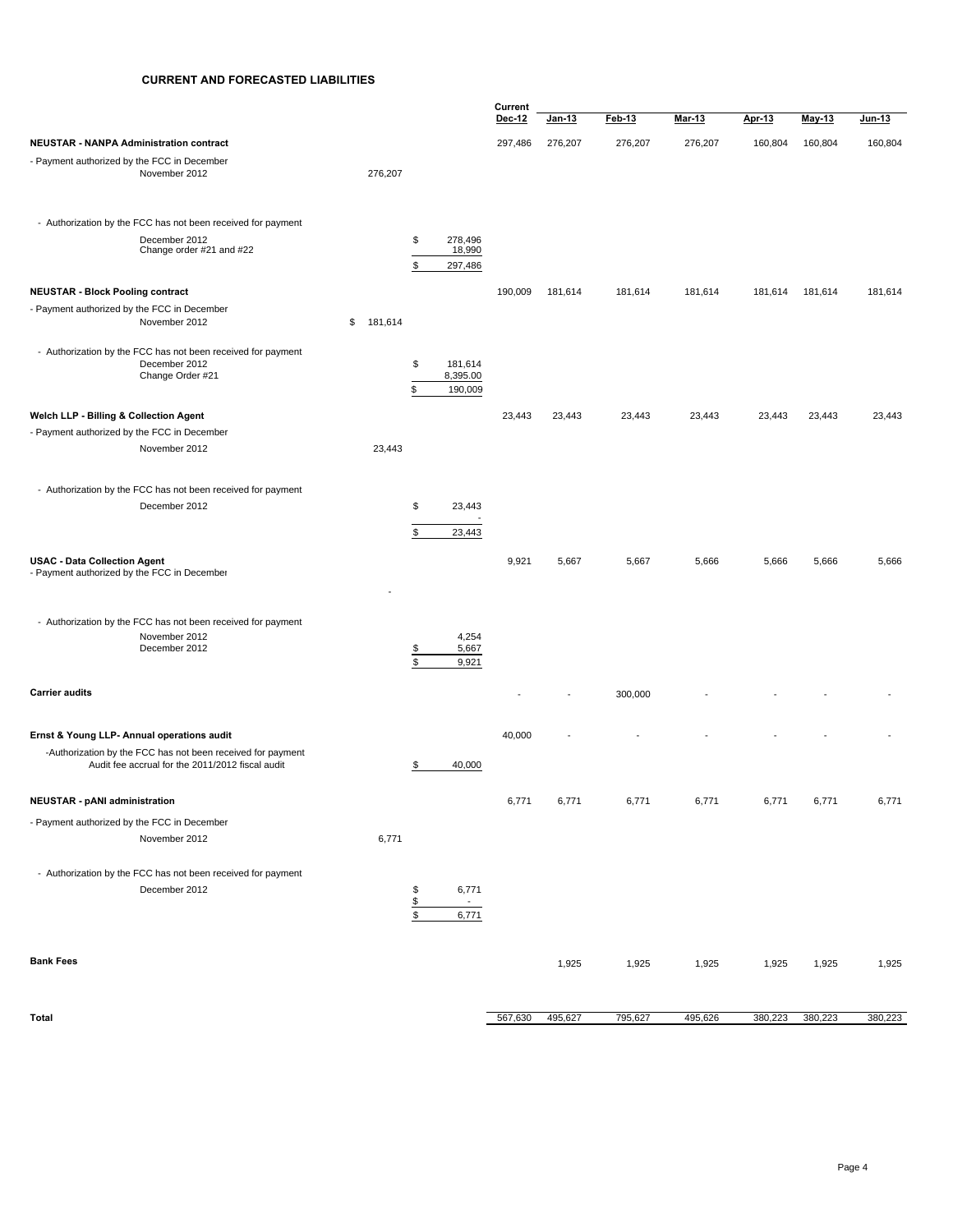## CURRENT AND FORECASTED LIABILITIES

| | | | Current Dec-12 | Jan-13 | Feb-13 | Mar-13 | Apr-13 | May-13 | Jun-13 |
|---|---|---|---|---|---|---|---|---|---|
| **NEUSTAR - NANPA Administration contract** | | | 297,486 | 276,207 | 276,207 | 276,207 | 160,804 | 160,804 | 160,804 |
| - Payment authorized by the FCC in December | | | | | | | | | |
| November 2012 | 276,207 | | | | | | | | |
| - Authorization by the FCC has not been received for payment | | | | | | | | | |
| December 2012 | | $ 278,496 | | | | | | | |
| Change order #21 and #22 | | 18,990 | | | | | | | |
| | | $ 297,486 | | | | | | | |
| **NEUSTAR - Block Pooling contract** | | | 190,009 | 181,614 | 181,614 | 181,614 | 181,614 | 181,614 | 181,614 |
| - Payment authorized by the FCC in December | | | | | | | | | |
| November 2012 | $ 181,614 | | | | | | | | |
| - Authorization by the FCC has not been received for payment | | | | | | | | | |
| December 2012 | | $ 181,614 | | | | | | | |
| Change Order #21 | | 8,395.00 | | | | | | | |
| | | $ 190,009 | | | | | | | |
| **Welch LLP - Billing & Collection Agent** | | | 23,443 | 23,443 | 23,443 | 23,443 | 23,443 | 23,443 | 23,443 |
| - Payment authorized by the FCC in December | | | | | | | | | |
| November 2012 | 23,443 | | | | | | | | |
| - Authorization by the FCC has not been received for payment | | | | | | | | | |
| December 2012 | | $ 23,443 | | | | | | | |
| | | - | | | | | | | |
| | | $ 23,443 | | | | | | | |
| **USAC - Data Collection Agent** | | | 9,921 | 5,667 | 5,667 | 5,666 | 5,666 | 5,666 | 5,666 |
| - Payment authorized by the FCC in December | - | | | | | | | | |
| - Authorization by the FCC has not been received for payment | | | | | | | | | |
| November 2012 | | 4,254 | | | | | | | |
| December 2012 | | $ 5,667 | | | | | | | |
| | | $ 9,921 | | | | | | | |
| **Carrier audits** | | | - | - | 300,000 | - | - | - | - |
| **Ernst & Young LLP- Annual operations audit** | | | 40,000 | - | - | - | - | - | - |
| -Authorization by the FCC has not been received for payment Audit fee accrual for the 2011/2012 fiscal audit | | $ 40,000 | | | | | | | |
| **NEUSTAR - pANI administration** | | | 6,771 | 6,771 | 6,771 | 6,771 | 6,771 | 6,771 | 6,771 |
| - Payment authorized by the FCC in December | | | | | | | | | |
| November 2012 | 6,771 | | | | | | | | |
| - Authorization by the FCC has not been received for payment | | | | | | | | | |
| December 2012 | | $ 6,771 | | | | | | | |
| | | $ - | | | | | | | |
| | | $ 6,771 | | | | | | | |
| **Bank Fees** | | | | 1,925 | 1,925 | 1,925 | 1,925 | 1,925 | 1,925 |
| **Total** | | | 567,630 | 495,627 | 795,627 | 495,626 | 380,223 | 380,223 | 380,223 |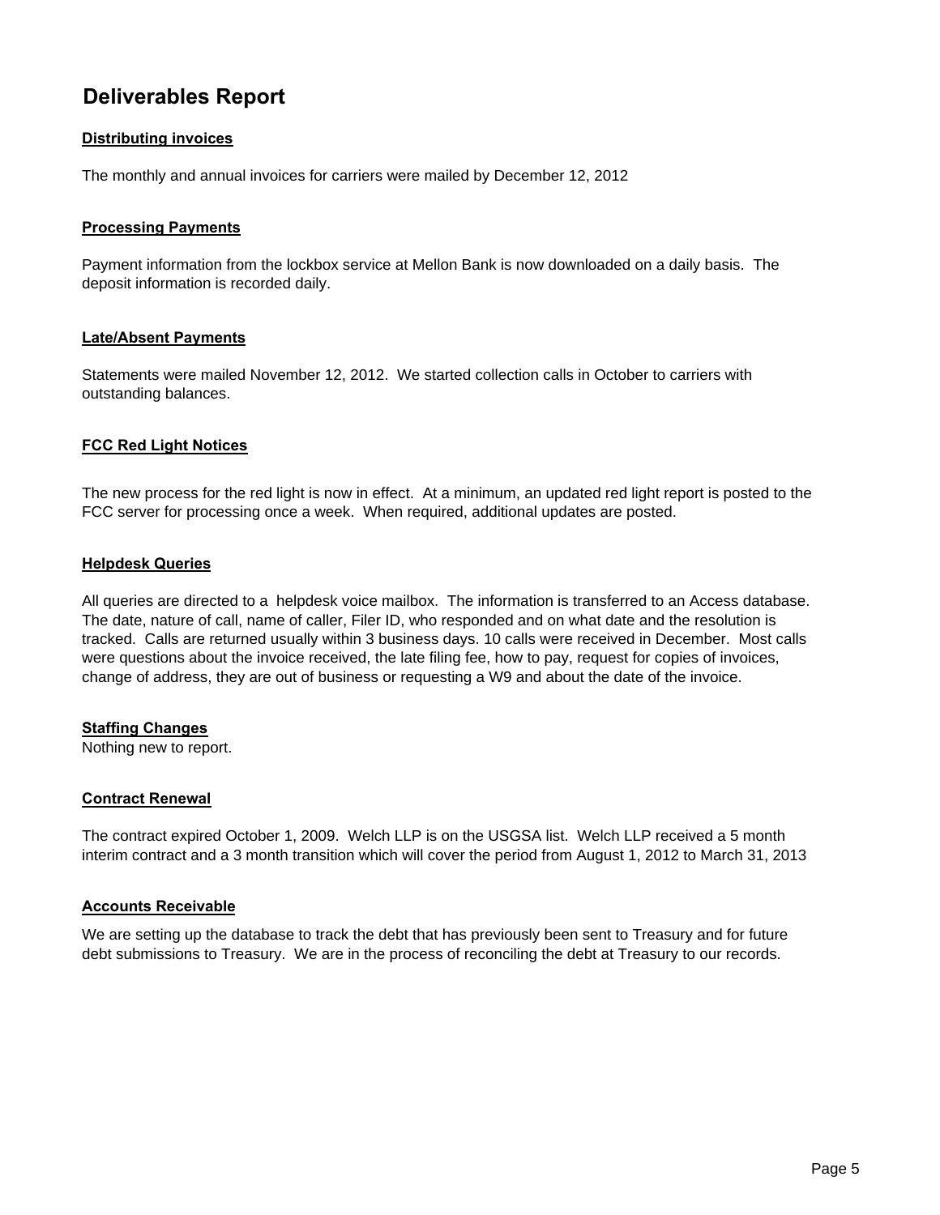# Deliverables Report

**Distributing invoices**

The monthly and annual invoices for carriers were mailed by December 12, 2012

**Processing Payments**

Payment information from the lockbox service at Mellon Bank is now downloaded on a daily basis. The deposit information is recorded daily.

**Late/Absent Payments**

Statements were mailed November 12, 2012. We started collection calls in October to carriers with outstanding balances.

**FCC Red Light Notices**

The new process for the red light is now in effect. At a minimum, an updated red light report is posted to the FCC server for processing once a week. When required, additional updates are posted.

**Helpdesk Queries**

All queries are directed to a helpdesk voice mailbox. The information is transferred to an Access database. The date, nature of call, name of caller, Filer ID, who responded and on what date and the resolution is tracked. Calls are returned usually within 3 business days. 10 calls were received in December. Most calls were questions about the invoice received, the late filing fee, how to pay, request for copies of invoices, change of address, they are out of business or requesting a W9 and about the date of the invoice.

**Staffing Changes**

Nothing new to report.

**Contract Renewal**

The contract expired October 1, 2009. Welch LLP is on the USGSA list. Welch LLP received a 5 month interim contract and a 3 month transition which will cover the period from August 1, 2012 to March 31, 2013

**Accounts Receivable**

We are setting up the database to track the debt that has previously been sent to Treasury and for future debt submissions to Treasury. We are in the process of reconciling the debt at Treasury to our records.